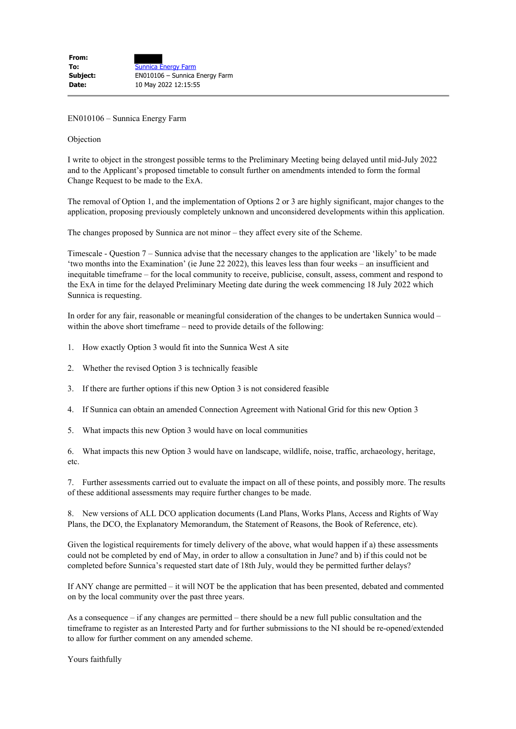| | |
|---|---|
| **From:** | |
| **To:** | Sunnica Energy Farm |
| **Subject:** | EN010106 – Sunnica Energy Farm |
| **Date:** | 10 May 2022 12:15:55 |

---

EN010106 – Sunnica Energy Farm

Objection

I write to object in the strongest possible terms to the Preliminary Meeting being delayed until mid-July 2022 and to the Applicant's proposed timetable to consult further on amendments intended to form the formal Change Request to be made to the ExA.

The removal of Option 1, and the implementation of Options 2 or 3 are highly significant, major changes to the application, proposing previously completely unknown and unconsidered developments within this application.

The changes proposed by Sunnica are not minor – they affect every site of the Scheme.

Timescale - Question 7 – Sunnica advise that the necessary changes to the application are 'likely' to be made 'two months into the Examination' (ie June 22 2022), this leaves less than four weeks – an insufficient and inequitable timeframe – for the local community to receive, publicise, consult, assess, comment and respond to the ExA in time for the delayed Preliminary Meeting date during the week commencing 18 July 2022 which Sunnica is requesting.

In order for any fair, reasonable or meaningful consideration of the changes to be undertaken Sunnica would – within the above short timeframe – need to provide details of the following:

1. How exactly Option 3 would fit into the Sunnica West A site

2. Whether the revised Option 3 is technically feasible

3. If there are further options if this new Option 3 is not considered feasible

4. If Sunnica can obtain an amended Connection Agreement with National Grid for this new Option 3

5. What impacts this new Option 3 would have on local communities

6. What impacts this new Option 3 would have on landscape, wildlife, noise, traffic, archaeology, heritage, etc.

7. Further assessments carried out to evaluate the impact on all of these points, and possibly more. The results of these additional assessments may require further changes to be made.

8. New versions of ALL DCO application documents (Land Plans, Works Plans, Access and Rights of Way Plans, the DCO, the Explanatory Memorandum, the Statement of Reasons, the Book of Reference, etc).

Given the logistical requirements for timely delivery of the above, what would happen if a) these assessments could not be completed by end of May, in order to allow a consultation in June? and b) if this could not be completed before Sunnica's requested start date of 18th July, would they be permitted further delays?

If ANY change are permitted – it will NOT be the application that has been presented, debated and commented on by the local community over the past three years.

As a consequence – if any changes are permitted – there should be a new full public consultation and the timeframe to register as an Interested Party and for further submissions to the NI should be re-opened/extended to allow for further comment on any amended scheme.

Yours faithfully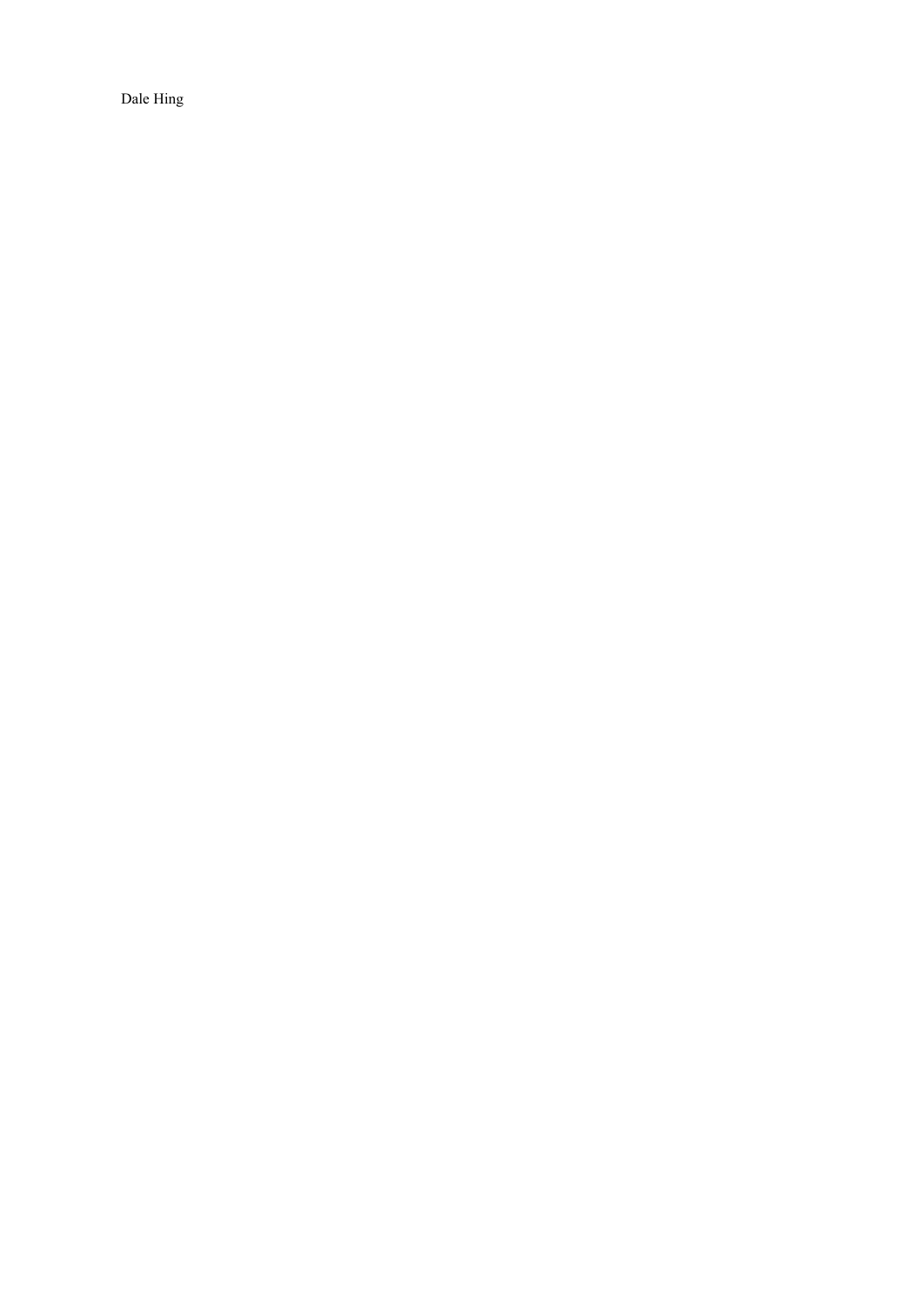Dale Hing